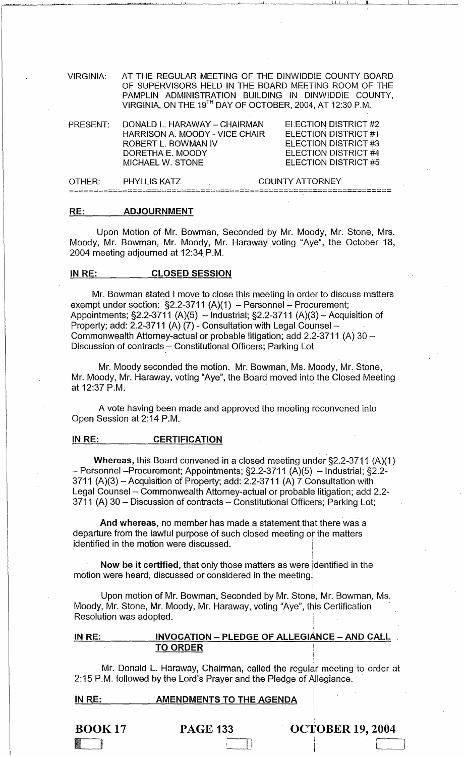VIRGINIA: AT THE REGULAR MEETING OF THE DINWIDDIE COUNTY BOARD OF SUPERVISORS HELD IN THE BOARD MEETING ROOM OF THE PAMPLIN ADMINISTRATION BUILDING IN DINWIDDIE COUNTY, VIRGINIA, ON THE 19TH DAY OF OCTOBER, 2004, AT 12:30 P.M.

| PRESENT: | DONALD L. HARAWAY – CHAIRMAN | ELECTION DISTRICT #2 |
|---|---|---|
| | HARRISON A. MOODY - VICE CHAIR | ELECTION DISTRICT #1 |
| | ROBERT L. BOWMAN IV | ELECTION DISTRICT #3 |
| | DORETHA E. MOODY | ELECTION DISTRICT #4 |
| | MICHAEL W. STONE | ELECTION DISTRICT #5 |
| OTHER: | PHYLLIS KATZ | COUNTY ATTORNEY |

---

**RE: ADJOURNMENT**

Upon Motion of Mr. Bowman, Seconded by Mr. Moody, Mr. Stone, Mrs. Moody, Mr. Bowman, Mr. Moody, Mr. Haraway voting "Aye", the October 18, 2004 meeting adjourned at 12:34 P.M.

**IN RE: CLOSED SESSION**

Mr. Bowman stated I move to close this meeting in order to discuss matters exempt under section: §2.2-3711 (A)(1) – Personnel – Procurement; Appointments; §2.2-3711 (A)(5) – Industrial; §2.2-3711 (A)(3) – Acquisition of Property; add: 2.2-3711 (A) (7) - Consultation with Legal Counsel – Commonwealth Attorney-actual or probable litigation; add 2.2-3711 (A) 30 – Discussion of contracts – Constitutional Officers; Parking Lot

Mr. Moody seconded the motion. Mr. Bowman, Ms. Moody, Mr. Stone, Mr. Moody, Mr. Haraway, voting "Aye", the Board moved into the Closed Meeting at 12:37 P.M.

A vote having been made and approved the meeting reconvened into Open Session at 2:14 P.M.

**IN RE: CERTIFICATION**

**Whereas,** this Board convened in a closed meeting under §2.2-3711 (A)(1) – Personnel –Procurement; Appointments; §2.2-3711 (A)(5) – Industrial; §2.2-3711 (A)(3) – Acquisition of Property; add: 2.2-3711 (A) 7 Consultation with Legal Counsel – Commonwealth Attorney-actual or probable litigation; add 2.2-3711 (A) 30 – Discussion of contracts – Constitutional Officers; Parking Lot;

**And whereas,** no member has made a statement that there was a departure from the lawful purpose of such closed meeting or the matters identified in the motion were discussed.

**Now be it certified,** that only those matters as were identified in the motion were heard, discussed or considered in the meeting.

Upon motion of Mr. Bowman, Seconded by Mr. Stone, Mr. Bowman, Ms. Moody, Mr. Stone, Mr. Moody, Mr. Haraway, voting "Aye", this Certification Resolution was adopted.

**IN RE: INVOCATION – PLEDGE OF ALLEGIANCE – AND CALL TO ORDER**

Mr. Donald L. Haraway, Chairman, called the regular meeting to order at 2:15 P.M. followed by the Lord's Prayer and the Pledge of Allegiance.

**IN RE: AMENDMENTS TO THE AGENDA**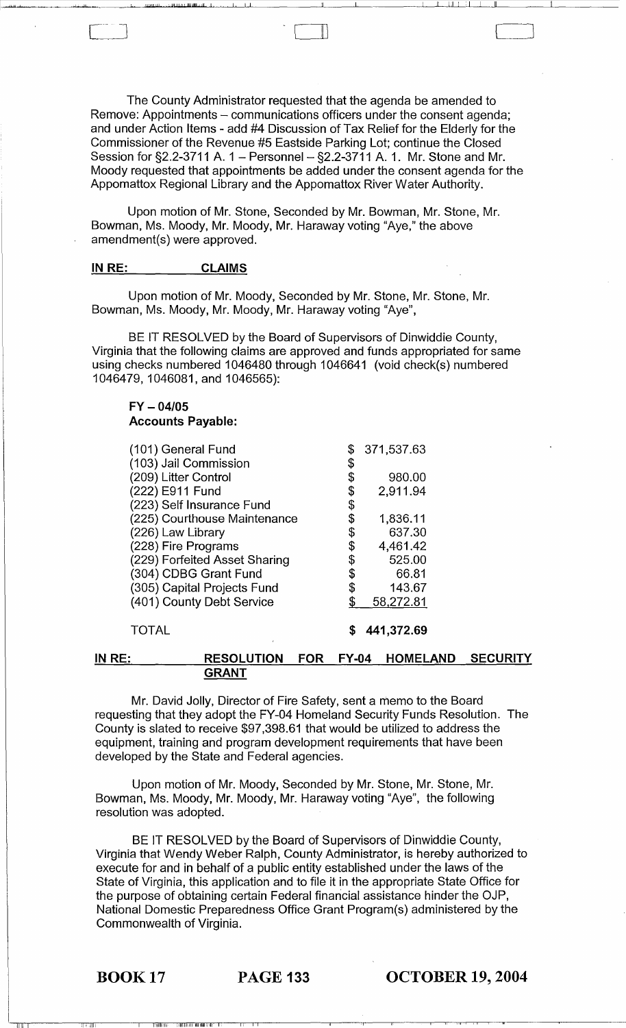The County Administrator requested that the agenda be amended to Remove: Appointments – communications officers under the consent agenda; and under Action Items - add #4 Discussion of Tax Relief for the Elderly for the Commissioner of the Revenue #5 Eastside Parking Lot; continue the Closed Session for §2.2-3711 A. 1 – Personnel – §2.2-3711 A. 1. Mr. Stone and Mr. Moody requested that appointments be added under the consent agenda for the Appomattox Regional Library and the Appomattox River Water Authority.

Upon motion of Mr. Stone, Seconded by Mr. Bowman, Mr. Stone, Mr. Bowman, Ms. Moody, Mr. Moody, Mr. Haraway voting "Aye," the above amendment(s) were approved.

**IN RE: CLAIMS**

Upon motion of Mr. Moody, Seconded by Mr. Stone, Mr. Stone, Mr. Bowman, Ms. Moody, Mr. Moody, Mr. Haraway voting "Aye",

BE IT RESOLVED by the Board of Supervisors of Dinwiddie County, Virginia that the following claims are approved and funds appropriated for same using checks numbered 1046480 through 1046641 (void check(s) numbered 1046479, 1046081, and 1046565):

**FY – 04/05**
**Accounts Payable:**

| | |
|---|---|
| (101) General Fund | $ 371,537.63 |
| (103) Jail Commission | $ |
| (209) Litter Control | $ 980.00 |
| (222) E911 Fund | $ 2,911.94 |
| (223) Self Insurance Fund | $ |
| (225) Courthouse Maintenance | $ 1,836.11 |
| (226) Law Library | $ 637.30 |
| (228) Fire Programs | $ 4,461.42 |
| (229) Forfeited Asset Sharing | $ 525.00 |
| (304) CDBG Grant Fund | $ 66.81 |
| (305) Capital Projects Fund | $ 143.67 |
| (401) County Debt Service | $ 58,272.81 |
| TOTAL | **$ 441,372.69** |

**IN RE: RESOLUTION FOR FY-04 HOMELAND SECURITY GRANT**

Mr. David Jolly, Director of Fire Safety, sent a memo to the Board requesting that they adopt the FY-04 Homeland Security Funds Resolution. The County is slated to receive $97,398.61 that would be utilized to address the equipment, training and program development requirements that have been developed by the State and Federal agencies.

Upon motion of Mr. Moody, Seconded by Mr. Stone, Mr. Stone, Mr. Bowman, Ms. Moody, Mr. Moody, Mr. Haraway voting "Aye", the following resolution was adopted.

BE IT RESOLVED by the Board of Supervisors of Dinwiddie County, Virginia that Wendy Weber Ralph, County Administrator, is hereby authorized to execute for and in behalf of a public entity established under the laws of the State of Virginia, this application and to file it in the appropriate State Office for the purpose of obtaining certain Federal financial assistance hinder the OJP, National Domestic Preparedness Office Grant Program(s) administered by the Commonwealth of Virginia.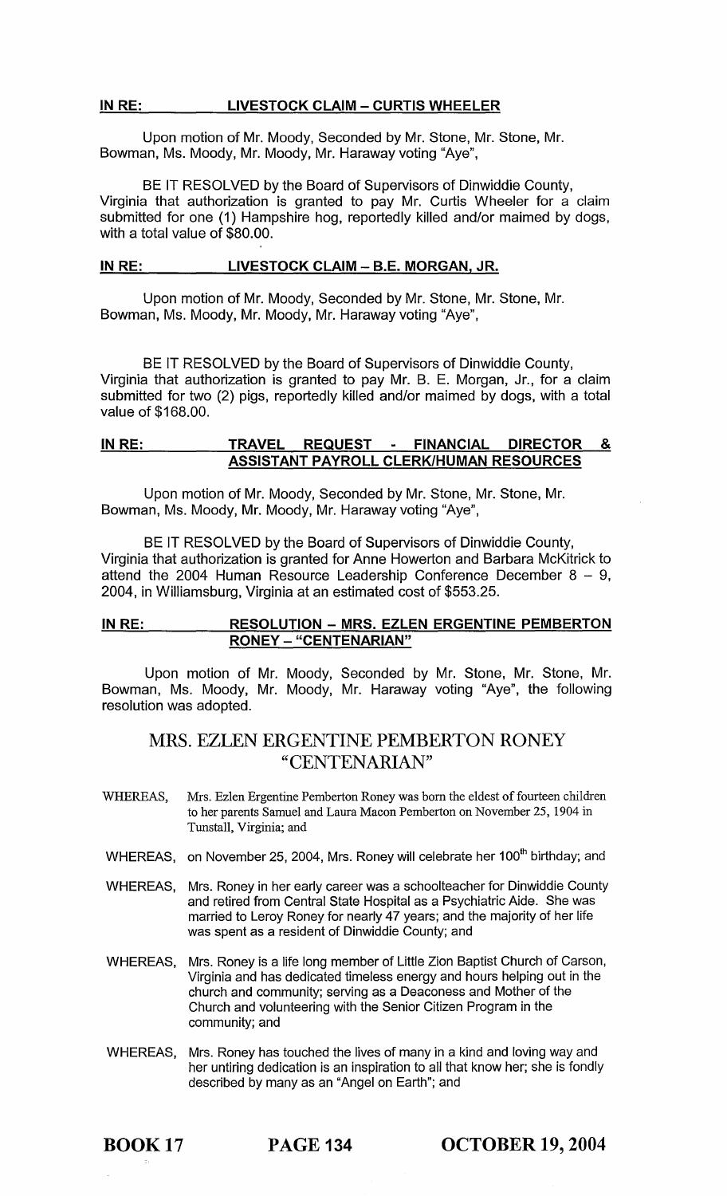**IN RE: LIVESTOCK CLAIM – CURTIS WHEELER**

Upon motion of Mr. Moody, Seconded by Mr. Stone, Mr. Stone, Mr. Bowman, Ms. Moody, Mr. Moody, Mr. Haraway voting "Aye",

BE IT RESOLVED by the Board of Supervisors of Dinwiddie County, Virginia that authorization is granted to pay Mr. Curtis Wheeler for a claim submitted for one (1) Hampshire hog, reportedly killed and/or maimed by dogs, with a total value of $80.00.

**IN RE: LIVESTOCK CLAIM – B.E. MORGAN, JR.**

Upon motion of Mr. Moody, Seconded by Mr. Stone, Mr. Stone, Mr. Bowman, Ms. Moody, Mr. Moody, Mr. Haraway voting "Aye",

BE IT RESOLVED by the Board of Supervisors of Dinwiddie County, Virginia that authorization is granted to pay Mr. B. E. Morgan, Jr., for a claim submitted for two (2) pigs, reportedly killed and/or maimed by dogs, with a total value of $168.00.

**IN RE: TRAVEL REQUEST - FINANCIAL DIRECTOR & ASSISTANT PAYROLL CLERK/HUMAN RESOURCES**

Upon motion of Mr. Moody, Seconded by Mr. Stone, Mr. Stone, Mr. Bowman, Ms. Moody, Mr. Moody, Mr. Haraway voting "Aye",

BE IT RESOLVED by the Board of Supervisors of Dinwiddie County, Virginia that authorization is granted for Anne Howerton and Barbara McKitrick to attend the 2004 Human Resource Leadership Conference December 8 – 9, 2004, in Williamsburg, Virginia at an estimated cost of $553.25.

**IN RE: RESOLUTION – MRS. EZLEN ERGENTINE PEMBERTON RONEY – "CENTENARIAN"**

Upon motion of Mr. Moody, Seconded by Mr. Stone, Mr. Stone, Mr. Bowman, Ms. Moody, Mr. Moody, Mr. Haraway voting "Aye", the following resolution was adopted.

## MRS. EZLEN ERGENTINE PEMBERTON RONEY "CENTENARIAN"

WHEREAS, Mrs. Ezlen Ergentine Pemberton Roney was born the eldest of fourteen children to her parents Samuel and Laura Macon Pemberton on November 25, 1904 in Tunstall, Virginia; and

WHEREAS, on November 25, 2004, Mrs. Roney will celebrate her 100th birthday; and

WHEREAS, Mrs. Roney in her early career was a schoolteacher for Dinwiddie County and retired from Central State Hospital as a Psychiatric Aide. She was married to Leroy Roney for nearly 47 years; and the majority of her life was spent as a resident of Dinwiddie County; and

WHEREAS, Mrs. Roney is a life long member of Little Zion Baptist Church of Carson, Virginia and has dedicated timeless energy and hours helping out in the church and community; serving as a Deaconess and Mother of the Church and volunteering with the Senior Citizen Program in the community; and

WHEREAS, Mrs. Roney has touched the lives of many in a kind and loving way and her untiring dedication is an inspiration to all that know her; she is fondly described by many as an "Angel on Earth"; and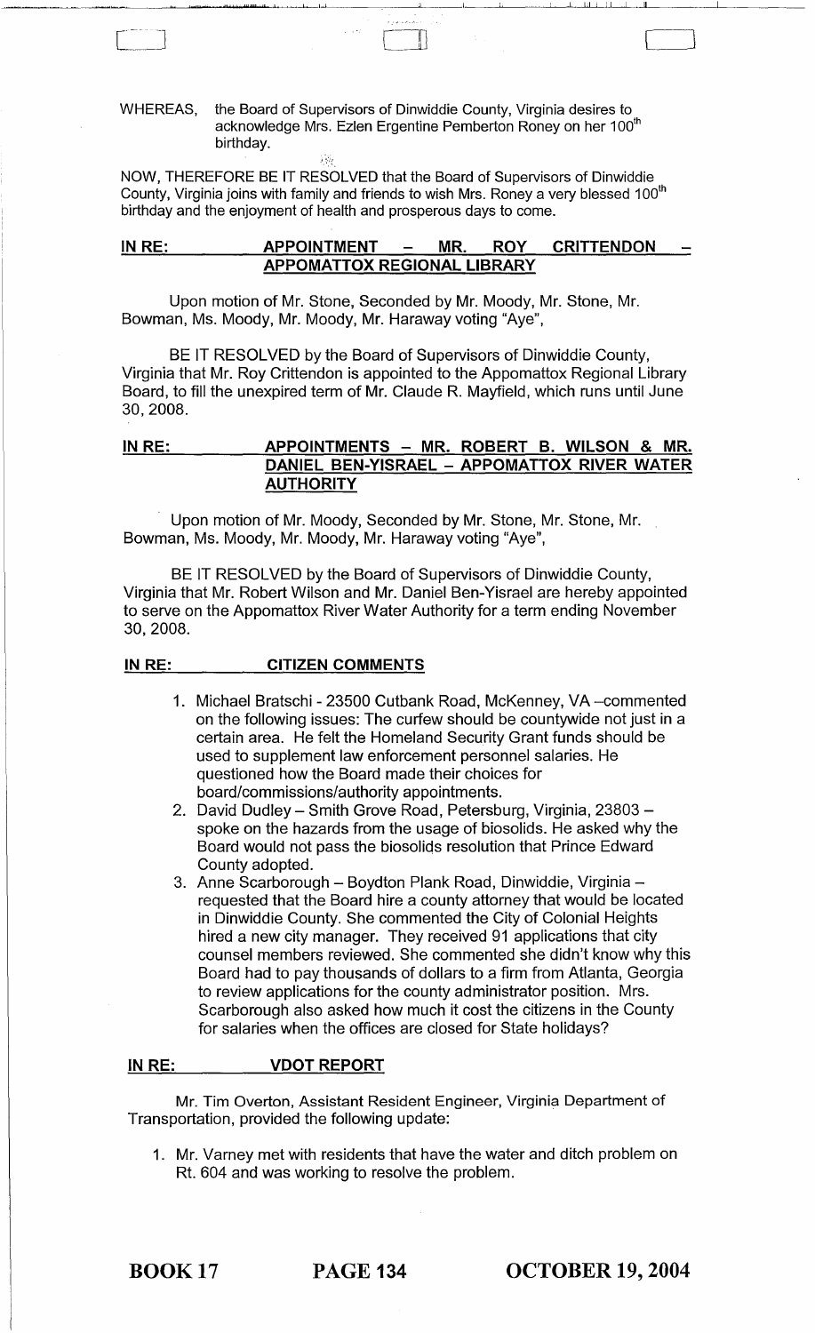WHEREAS, the Board of Supervisors of Dinwiddie County, Virginia desires to acknowledge Mrs. Ezlen Ergentine Pemberton Roney on her 100th birthday.

NOW, THEREFORE BE IT RESOLVED that the Board of Supervisors of Dinwiddie County, Virginia joins with family and friends to wish Mrs. Roney a very blessed 100th birthday and the enjoyment of health and prosperous days to come.

**IN RE: APPOINTMENT – MR. ROY CRITTENDON – APPOMATTOX REGIONAL LIBRARY**

Upon motion of Mr. Stone, Seconded by Mr. Moody, Mr. Stone, Mr. Bowman, Ms. Moody, Mr. Moody, Mr. Haraway voting "Aye",

BE IT RESOLVED by the Board of Supervisors of Dinwiddie County, Virginia that Mr. Roy Crittendon is appointed to the Appomattox Regional Library Board, to fill the unexpired term of Mr. Claude R. Mayfield, which runs until June 30, 2008.

**IN RE: APPOINTMENTS – MR. ROBERT B. WILSON & MR. DANIEL BEN-YISRAEL – APPOMATTOX RIVER WATER AUTHORITY**

Upon motion of Mr. Moody, Seconded by Mr. Stone, Mr. Stone, Mr. Bowman, Ms. Moody, Mr. Moody, Mr. Haraway voting "Aye",

BE IT RESOLVED by the Board of Supervisors of Dinwiddie County, Virginia that Mr. Robert Wilson and Mr. Daniel Ben-Yisrael are hereby appointed to serve on the Appomattox River Water Authority for a term ending November 30, 2008.

**IN RE: CITIZEN COMMENTS**

1. Michael Bratschi - 23500 Cutbank Road, McKenney, VA –commented on the following issues: The curfew should be countywide not just in a certain area. He felt the Homeland Security Grant funds should be used to supplement law enforcement personnel salaries. He questioned how the Board made their choices for board/commissions/authority appointments.
2. David Dudley – Smith Grove Road, Petersburg, Virginia, 23803 – spoke on the hazards from the usage of biosolids. He asked why the Board would not pass the biosolids resolution that Prince Edward County adopted.
3. Anne Scarborough – Boydton Plank Road, Dinwiddie, Virginia – requested that the Board hire a county attorney that would be located in Dinwiddie County. She commented the City of Colonial Heights hired a new city manager. They received 91 applications that city counsel members reviewed. She commented she didn't know why this Board had to pay thousands of dollars to a firm from Atlanta, Georgia to review applications for the county administrator position. Mrs. Scarborough also asked how much it cost the citizens in the County for salaries when the offices are closed for State holidays?

**IN RE: VDOT REPORT**

Mr. Tim Overton, Assistant Resident Engineer, Virginia Department of Transportation, provided the following update:

1. Mr. Varney met with residents that have the water and ditch problem on Rt. 604 and was working to resolve the problem.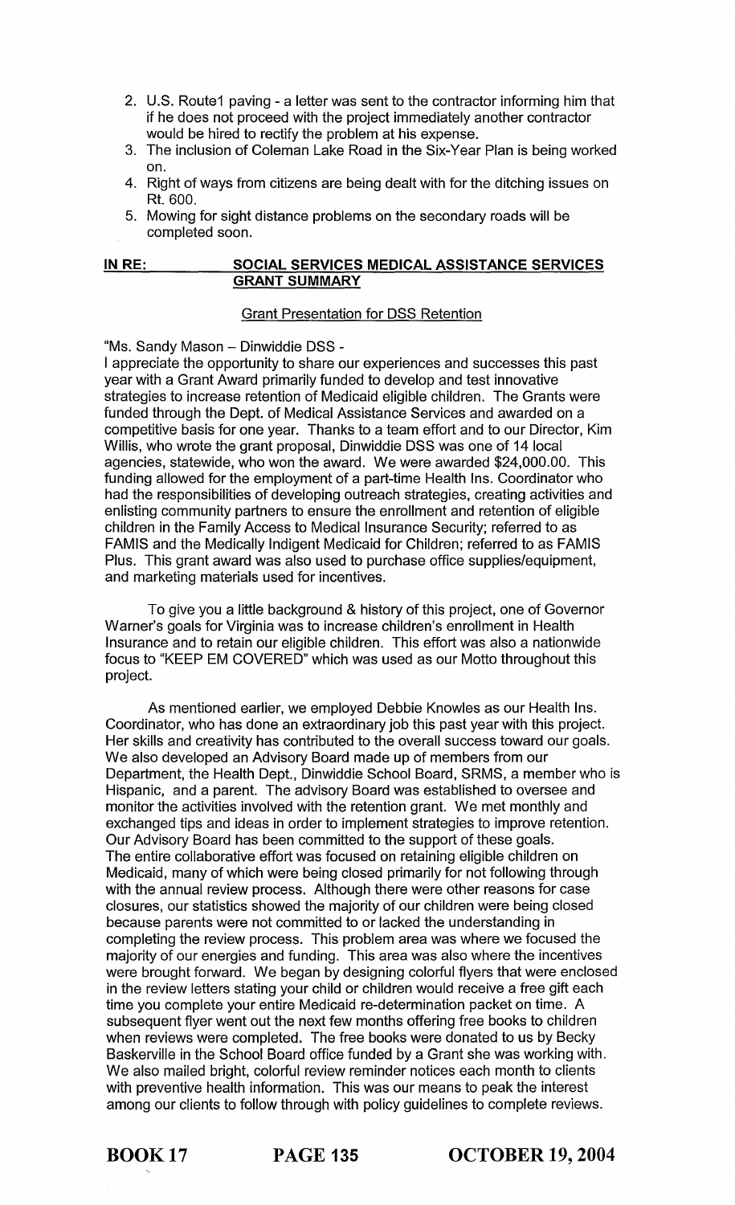2. U.S. Route1 paving - a letter was sent to the contractor informing him that if he does not proceed with the project immediately another contractor would be hired to rectify the problem at his expense.
3. The inclusion of Coleman Lake Road in the Six-Year Plan is being worked on.
4. Right of ways from citizens are being dealt with for the ditching issues on Rt. 600.
5. Mowing for sight distance problems on the secondary roads will be completed soon.

**IN RE: SOCIAL SERVICES MEDICAL ASSISTANCE SERVICES GRANT SUMMARY**

Grant Presentation for DSS Retention

"Ms. Sandy Mason – Dinwiddie DSS -

I appreciate the opportunity to share our experiences and successes this past year with a Grant Award primarily funded to develop and test innovative strategies to increase retention of Medicaid eligible children. The Grants were funded through the Dept. of Medical Assistance Services and awarded on a competitive basis for one year. Thanks to a team effort and to our Director, Kim Willis, who wrote the grant proposal, Dinwiddie DSS was one of 14 local agencies, statewide, who won the award. We were awarded $24,000.00. This funding allowed for the employment of a part-time Health Ins. Coordinator who had the responsibilities of developing outreach strategies, creating activities and enlisting community partners to ensure the enrollment and retention of eligible children in the Family Access to Medical Insurance Security; referred to as FAMIS and the Medically Indigent Medicaid for Children; referred to as FAMIS Plus. This grant award was also used to purchase office supplies/equipment, and marketing materials used for incentives.

To give you a little background & history of this project, one of Governor Warner's goals for Virginia was to increase children's enrollment in Health Insurance and to retain our eligible children. This effort was also a nationwide focus to "KEEP EM COVERED" which was used as our Motto throughout this project.

As mentioned earlier, we employed Debbie Knowles as our Health Ins. Coordinator, who has done an extraordinary job this past year with this project. Her skills and creativity has contributed to the overall success toward our goals. We also developed an Advisory Board made up of members from our Department, the Health Dept., Dinwiddie School Board, SRMS, a member who is Hispanic, and a parent. The advisory Board was established to oversee and monitor the activities involved with the retention grant. We met monthly and exchanged tips and ideas in order to implement strategies to improve retention. Our Advisory Board has been committed to the support of these goals. The entire collaborative effort was focused on retaining eligible children on Medicaid, many of which were being closed primarily for not following through with the annual review process. Although there were other reasons for case closures, our statistics showed the majority of our children were being closed because parents were not committed to or lacked the understanding in completing the review process. This problem area was where we focused the majority of our energies and funding. This area was also where the incentives were brought forward. We began by designing colorful flyers that were enclosed in the review letters stating your child or children would receive a free gift each time you complete your entire Medicaid re-determination packet on time. A subsequent flyer went out the next few months offering free books to children when reviews were completed. The free books were donated to us by Becky Baskerville in the School Board office funded by a Grant she was working with. We also mailed bright, colorful review reminder notices each month to clients with preventive health information. This was our means to peak the interest among our clients to follow through with policy guidelines to complete reviews.

**BOOK 17 PAGE 135 OCTOBER 19, 2004**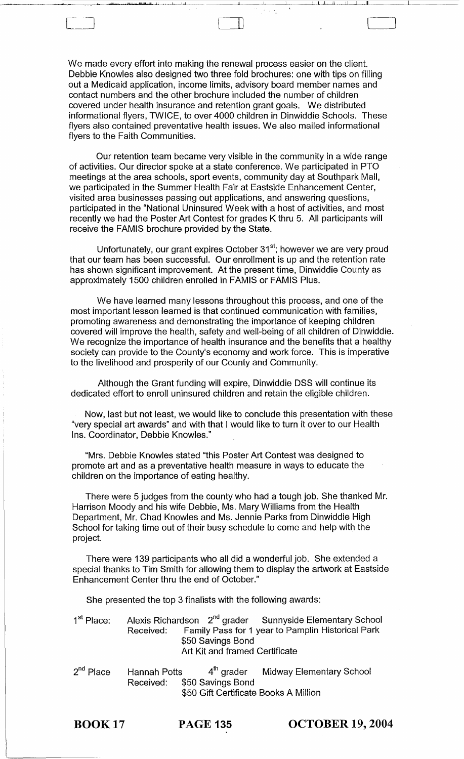We made every effort into making the renewal process easier on the client. Debbie Knowles also designed two three fold brochures: one with tips on filling out a Medicaid application, income limits, advisory board member names and contact numbers and the other brochure included the number of children covered under health insurance and retention grant goals. We distributed informational flyers, TWICE, to over 4000 children in Dinwiddie Schools. These flyers also contained preventative health issues. We also mailed informational flyers to the Faith Communities.

Our retention team became very visible in the community in a wide range of activities. Our director spoke at a state conference. We participated in PTO meetings at the area schools, sport events, community day at Southpark Mall, we participated in the Summer Health Fair at Eastside Enhancement Center, visited area businesses passing out applications, and answering questions, participated in the "National Uninsured Week with a host of activities, and most recently we had the Poster Art Contest for grades K thru 5. All participants will receive the FAMIS brochure provided by the State.

Unfortunately, our grant expires October 31st; however we are very proud that our team has been successful. Our enrollment is up and the retention rate has shown significant improvement. At the present time, Dinwiddie County as approximately 1500 children enrolled in FAMIS or FAMIS Plus.

We have learned many lessons throughout this process, and one of the most important lesson learned is that continued communication with families, promoting awareness and demonstrating the importance of keeping children covered will improve the health, safety and well-being of all children of Dinwiddie. We recognize the importance of health insurance and the benefits that a healthy society can provide to the County's economy and work force. This is imperative to the livelihood and prosperity of our County and Community.

Although the Grant funding will expire, Dinwiddie DSS will continue its dedicated effort to enroll uninsured children and retain the eligible children.

Now, last but not least, we would like to conclude this presentation with these "very special art awards" and with that I would like to turn it over to our Health Ins. Coordinator, Debbie Knowles."

"Mrs. Debbie Knowles stated "this Poster Art Contest was designed to promote art and as a preventative health measure in ways to educate the children on the importance of eating healthy.

There were 5 judges from the county who had a tough job. She thanked Mr. Harrison Moody and his wife Debbie, Ms. Mary Williams from the Health Department, Mr. Chad Knowles and Ms. Jennie Parks from Dinwiddie High School for taking time out of their busy schedule to come and help with the project.

There were 139 participants who all did a wonderful job. She extended a special thanks to Tim Smith for allowing them to display the artwork at Eastside Enhancement Center thru the end of October."

She presented the top 3 finalists with the following awards:

1st Place: Alexis Richardson 2nd grader Sunnyside Elementary School
Received: Family Pass for 1 year to Pamplin Historical Park
$50 Savings Bond
Art Kit and framed Certificate

2nd Place Hannah Potts 4th grader Midway Elementary School
Received: $50 Savings Bond
$50 Gift Certificate Books A Million

**BOOK 17 PAGE 135 OCTOBER 19, 2004**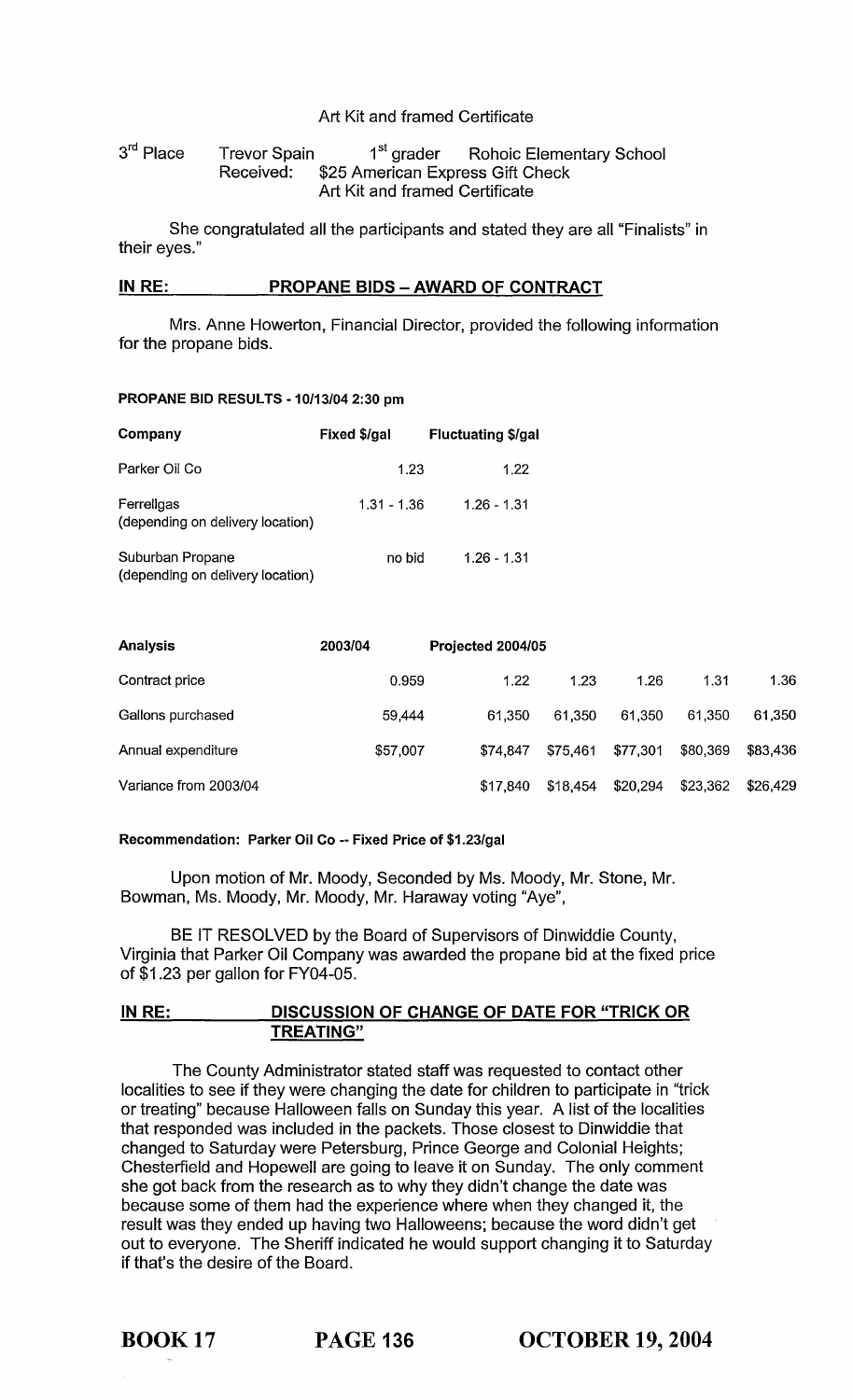Art Kit and framed Certificate

3rd Place    Trevor Spain    1st grader    Rohoic Elementary School
Received:    $25 American Express Gift Check
Art Kit and framed Certificate

She congratulated all the participants and stated they are all "Finalists" in their eyes."

**IN RE: PROPANE BIDS – AWARD OF CONTRACT**

Mrs. Anne Howerton, Financial Director, provided the following information for the propane bids.

**PROPANE BID RESULTS - 10/13/04 2:30 pm**

| Company | Fixed $/gal | Fluctuating $/gal |
|---|---|---|
| Parker Oil Co | 1.23 | 1.22 |
| Ferrellgas (depending on delivery location) | 1.31 - 1.36 | 1.26 - 1.31 |
| Suburban Propane (depending on delivery location) | no bid | 1.26 - 1.31 |

| Analysis | 2003/04 | Projected 2004/05 | | | | |
|---|---|---|---|---|---|---|
| Contract price | 0.959 | 1.22 | 1.23 | 1.26 | 1.31 | 1.36 |
| Gallons purchased | 59,444 | 61,350 | 61,350 | 61,350 | 61,350 | 61,350 |
| Annual expenditure | $57,007 | $74,847 | $75,461 | $77,301 | $80,369 | $83,436 |
| Variance from 2003/04 | | $17,840 | $18,454 | $20,294 | $23,362 | $26,429 |

**Recommendation: Parker Oil Co -- Fixed Price of $1.23/gal**

Upon motion of Mr. Moody, Seconded by Ms. Moody, Mr. Stone, Mr. Bowman, Ms. Moody, Mr. Moody, Mr. Haraway voting "Aye",

BE IT RESOLVED by the Board of Supervisors of Dinwiddie County, Virginia that Parker Oil Company was awarded the propane bid at the fixed price of $1.23 per gallon for FY04-05.

**IN RE: DISCUSSION OF CHANGE OF DATE FOR "TRICK OR TREATING"**

The County Administrator stated staff was requested to contact other localities to see if they were changing the date for children to participate in "trick or treating" because Halloween falls on Sunday this year. A list of the localities that responded was included in the packets. Those closest to Dinwiddie that changed to Saturday were Petersburg, Prince George and Colonial Heights; Chesterfield and Hopewell are going to leave it on Sunday. The only comment she got back from the research as to why they didn't change the date was because some of them had the experience where when they changed it, the result was they ended up having two Halloweens; because the word didn't get out to everyone. The Sheriff indicated he would support changing it to Saturday if that's the desire of the Board.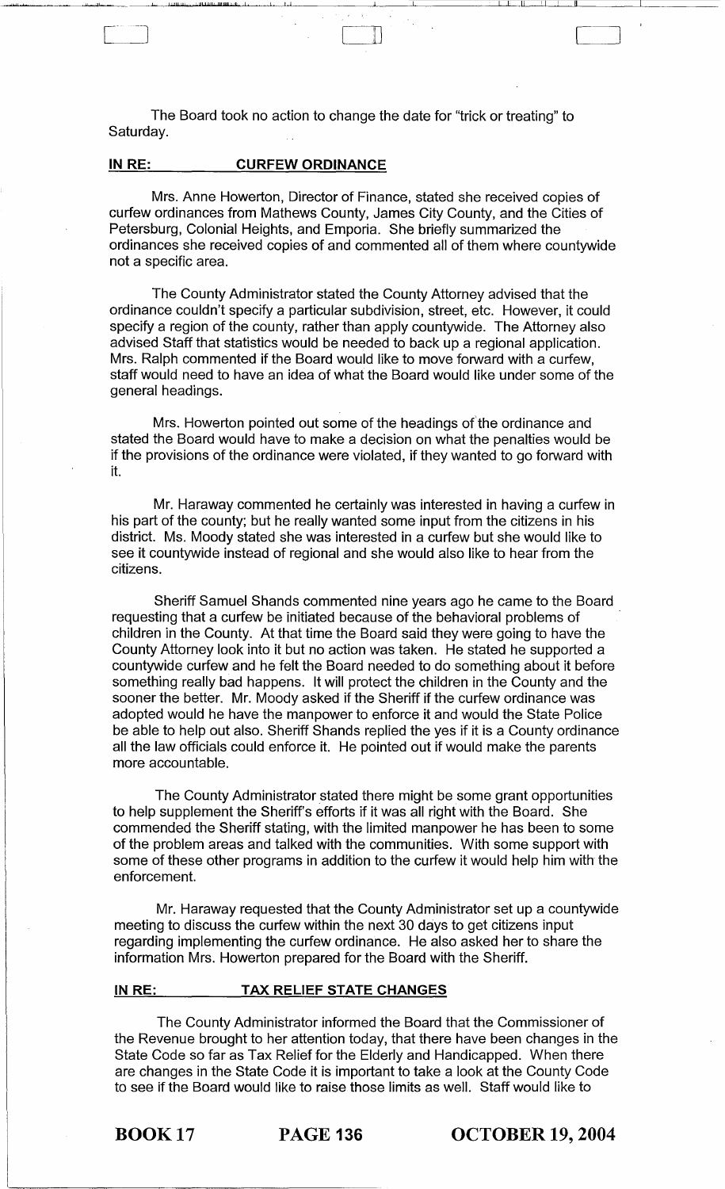The Board took no action to change the date for "trick or treating" to Saturday.

**IN RE: CURFEW ORDINANCE**

Mrs. Anne Howerton, Director of Finance, stated she received copies of curfew ordinances from Mathews County, James City County, and the Cities of Petersburg, Colonial Heights, and Emporia. She briefly summarized the ordinances she received copies of and commented all of them where countywide not a specific area.

The County Administrator stated the County Attorney advised that the ordinance couldn't specify a particular subdivision, street, etc. However, it could specify a region of the county, rather than apply countywide. The Attorney also advised Staff that statistics would be needed to back up a regional application. Mrs. Ralph commented if the Board would like to move forward with a curfew, staff would need to have an idea of what the Board would like under some of the general headings.

Mrs. Howerton pointed out some of the headings of the ordinance and stated the Board would have to make a decision on what the penalties would be if the provisions of the ordinance were violated, if they wanted to go forward with it.

Mr. Haraway commented he certainly was interested in having a curfew in his part of the county; but he really wanted some input from the citizens in his district. Ms. Moody stated she was interested in a curfew but she would like to see it countywide instead of regional and she would also like to hear from the citizens.

Sheriff Samuel Shands commented nine years ago he came to the Board requesting that a curfew be initiated because of the behavioral problems of children in the County. At that time the Board said they were going to have the County Attorney look into it but no action was taken. He stated he supported a countywide curfew and he felt the Board needed to do something about it before something really bad happens. It will protect the children in the County and the sooner the better. Mr. Moody asked if the Sheriff if the curfew ordinance was adopted would he have the manpower to enforce it and would the State Police be able to help out also. Sheriff Shands replied the yes if it is a County ordinance all the law officials could enforce it. He pointed out if would make the parents more accountable.

The County Administrator stated there might be some grant opportunities to help supplement the Sheriff's efforts if it was all right with the Board. She commended the Sheriff stating, with the limited manpower he has been to some of the problem areas and talked with the communities. With some support with some of these other programs in addition to the curfew it would help him with the enforcement.

Mr. Haraway requested that the County Administrator set up a countywide meeting to discuss the curfew within the next 30 days to get citizens input regarding implementing the curfew ordinance. He also asked her to share the information Mrs. Howerton prepared for the Board with the Sheriff.

**IN RE: TAX RELIEF STATE CHANGES**

The County Administrator informed the Board that the Commissioner of the Revenue brought to her attention today, that there have been changes in the State Code so far as Tax Relief for the Elderly and Handicapped. When there are changes in the State Code it is important to take a look at the County Code to see if the Board would like to raise those limits as well. Staff would like to

**BOOK 17 PAGE 136 OCTOBER 19, 2004**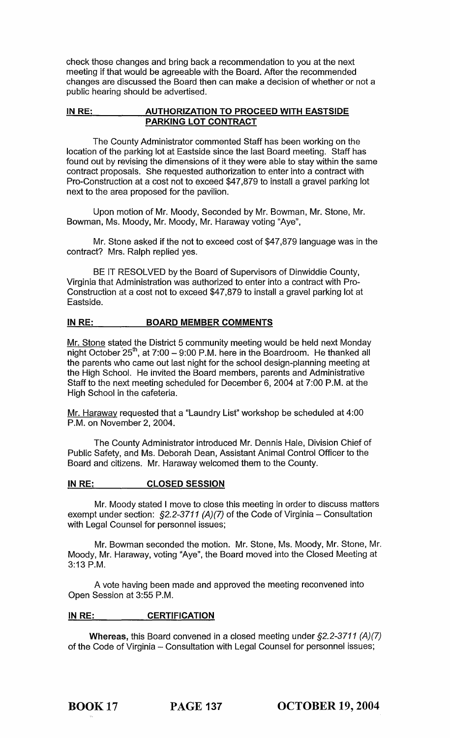check those changes and bring back a recommendation to you at the next meeting if that would be agreeable with the Board. After the recommended changes are discussed the Board then can make a decision of whether or not a public hearing should be advertised.

**IN RE: AUTHORIZATION TO PROCEED WITH EASTSIDE PARKING LOT CONTRACT**

The County Administrator commented Staff has been working on the location of the parking lot at Eastside since the last Board meeting. Staff has found out by revising the dimensions of it they were able to stay within the same contract proposals. She requested authorization to enter into a contract with Pro-Construction at a cost not to exceed $47,879 to install a gravel parking lot next to the area proposed for the pavilion.

Upon motion of Mr. Moody, Seconded by Mr. Bowman, Mr. Stone, Mr. Bowman, Ms. Moody, Mr. Moody, Mr. Haraway voting "Aye",

Mr. Stone asked if the not to exceed cost of $47,879 language was in the contract? Mrs. Ralph replied yes.

BE IT RESOLVED by the Board of Supervisors of Dinwiddie County, Virginia that Administration was authorized to enter into a contract with Pro-Construction at a cost not to exceed $47,879 to install a gravel parking lot at Eastside.

**IN RE: BOARD MEMBER COMMENTS**

Mr. Stone stated the District 5 community meeting would be held next Monday night October 25th, at 7:00 – 9:00 P.M. here in the Boardroom. He thanked all the parents who came out last night for the school design-planning meeting at the High School. He invited the Board members, parents and Administrative Staff to the next meeting scheduled for December 6, 2004 at 7:00 P.M. at the High School in the cafeteria.

Mr. Haraway requested that a "Laundry List" workshop be scheduled at 4:00 P.M. on November 2, 2004.

The County Administrator introduced Mr. Dennis Hale, Division Chief of Public Safety, and Ms. Deborah Dean, Assistant Animal Control Officer to the Board and citizens. Mr. Haraway welcomed them to the County.

**IN RE: CLOSED SESSION**

Mr. Moody stated I move to close this meeting in order to discuss matters exempt under section: *§2.2-3711 (A)(7)* of the Code of Virginia – Consultation with Legal Counsel for personnel issues;

Mr. Bowman seconded the motion. Mr. Stone, Ms. Moody, Mr. Stone, Mr. Moody, Mr. Haraway, voting "Aye", the Board moved into the Closed Meeting at 3:13 P.M.

A vote having been made and approved the meeting reconvened into Open Session at 3:55 P.M.

**IN RE: CERTIFICATION**

**Whereas,** this Board convened in a closed meeting under *§2.2-3711 (A)(7)* of the Code of Virginia – Consultation with Legal Counsel for personnel issues;

**BOOK 17 PAGE 137 OCTOBER 19, 2004**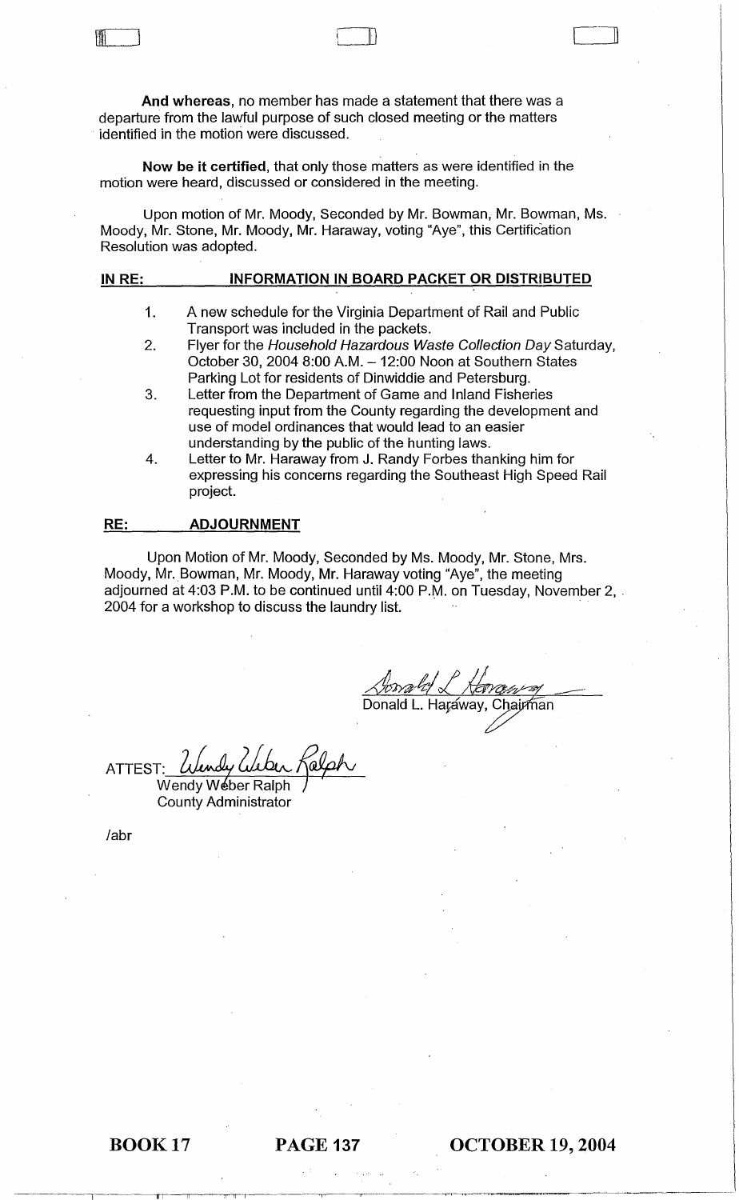**And whereas**, no member has made a statement that there was a departure from the lawful purpose of such closed meeting or the matters identified in the motion were discussed.

**Now be it certified**, that only those matters as were identified in the motion were heard, discussed or considered in the meeting.

Upon motion of Mr. Moody, Seconded by Mr. Bowman, Mr. Bowman, Ms. Moody, Mr. Stone, Mr. Moody, Mr. Haraway, voting "Aye", this Certification Resolution was adopted.

**IN RE: INFORMATION IN BOARD PACKET OR DISTRIBUTED**

1. A new schedule for the Virginia Department of Rail and Public Transport was included in the packets.
2. Flyer for the *Household Hazardous Waste Collection Day* Saturday, October 30, 2004 8:00 A.M. – 12:00 Noon at Southern States Parking Lot for residents of Dinwiddie and Petersburg.
3. Letter from the Department of Game and Inland Fisheries requesting input from the County regarding the development and use of model ordinances that would lead to an easier understanding by the public of the hunting laws.
4. Letter to Mr. Haraway from J. Randy Forbes thanking him for expressing his concerns regarding the Southeast High Speed Rail project.

**RE: ADJOURNMENT**

Upon Motion of Mr. Moody, Seconded by Ms. Moody, Mr. Stone, Mrs. Moody, Mr. Bowman, Mr. Moody, Mr. Haraway voting "Aye", the meeting adjourned at 4:03 P.M. to be continued until 4:00 P.M. on Tuesday, November 2, 2004 for a workshop to discuss the laundry list.

Donald L. Haraway, Chairman

ATTEST: Wendy Weber Ralph
County Administrator

/abr

BOOK 17 PAGE 137 OCTOBER 19, 2004